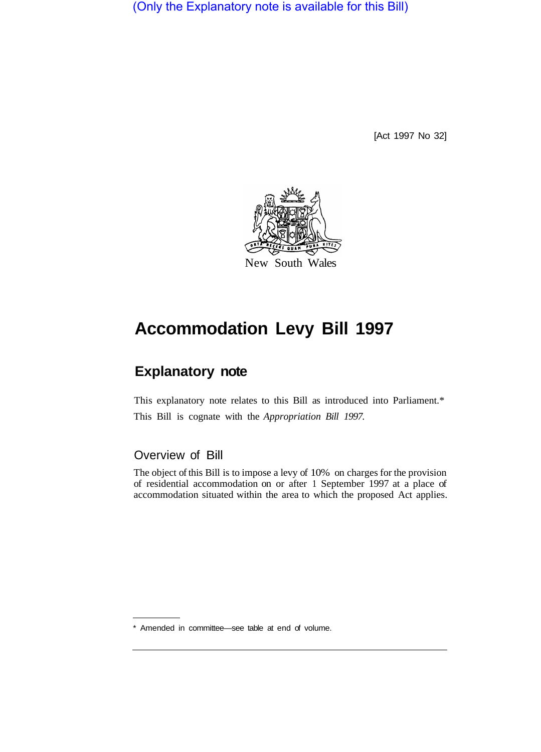(Only the Explanatory note is available for this Bill)

[Act 1997 No 32]

New South Wales

# Accommodation Levy Bill 1997

## Explanatory note

This explanatory note relates to this Bill as introduced into Parliament.*

This Bill is cognate with the *Appropriation Bill 1997.*

### Overview of Bill

The object of this Bill is to impose a levy of 10% on charges for the provision of residential accommodation on or after 1 September 1997 at a place of accommodation situated within the area to which the proposed Act applies.

\* Amended in committee—see table at end of volume.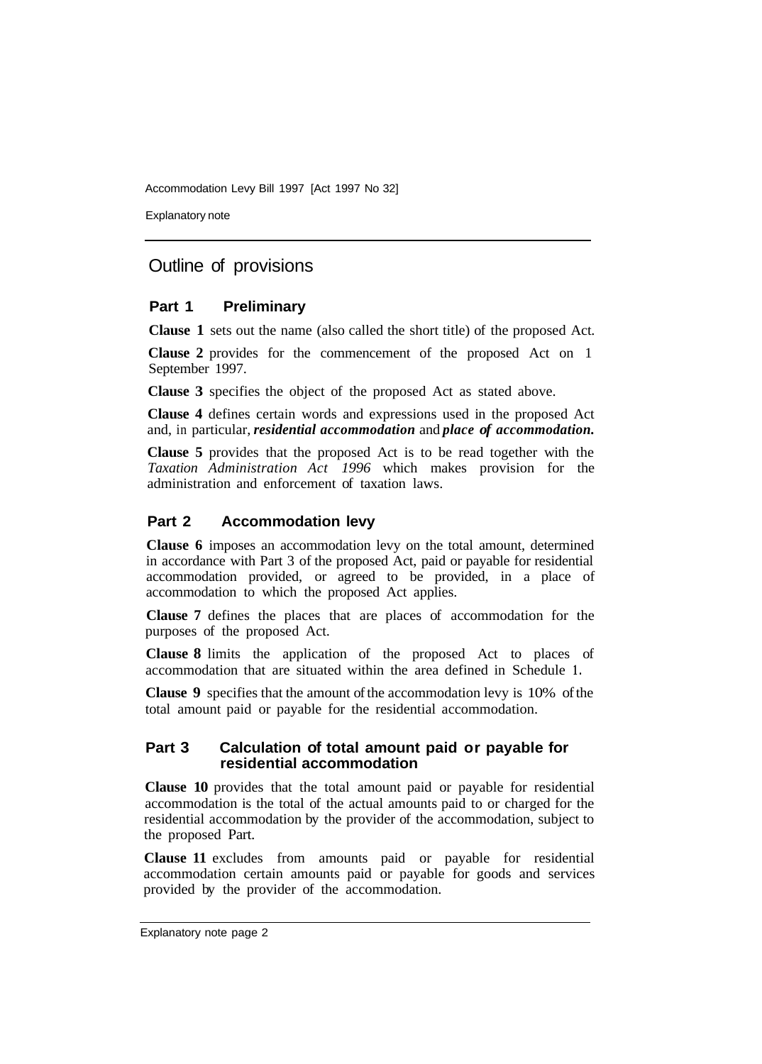## Outline of provisions

### Part 1 Preliminary

**Clause 1** sets out the name (also called the short title) of the proposed Act.

**Clause 2** provides for the commencement of the proposed Act on 1 September 1997.

**Clause 3** specifies the object of the proposed Act as stated above.

**Clause 4** defines certain words and expressions used in the proposed Act and, in particular, ***residential accommodation*** and ***place of accommodation.***

**Clause 5** provides that the proposed Act is to be read together with the *Taxation Administration Act 1996* which makes provision for the administration and enforcement of taxation laws.

### Part 2 Accommodation levy

**Clause 6** imposes an accommodation levy on the total amount, determined in accordance with Part 3 of the proposed Act, paid or payable for residential accommodation provided, or agreed to be provided, in a place of accommodation to which the proposed Act applies.

**Clause 7** defines the places that are places of accommodation for the purposes of the proposed Act.

**Clause 8** limits the application of the proposed Act to places of accommodation that are situated within the area defined in Schedule 1.

**Clause 9** specifies that the amount of the accommodation levy is 10% of the total amount paid or payable for the residential accommodation.

### Part 3 Calculation of total amount paid or payable for residential accommodation

**Clause 10** provides that the total amount paid or payable for residential accommodation is the total of the actual amounts paid to or charged for the residential accommodation by the provider of the accommodation, subject to the proposed Part.

**Clause 11** excludes from amounts paid or payable for residential accommodation certain amounts paid or payable for goods and services provided by the provider of the accommodation.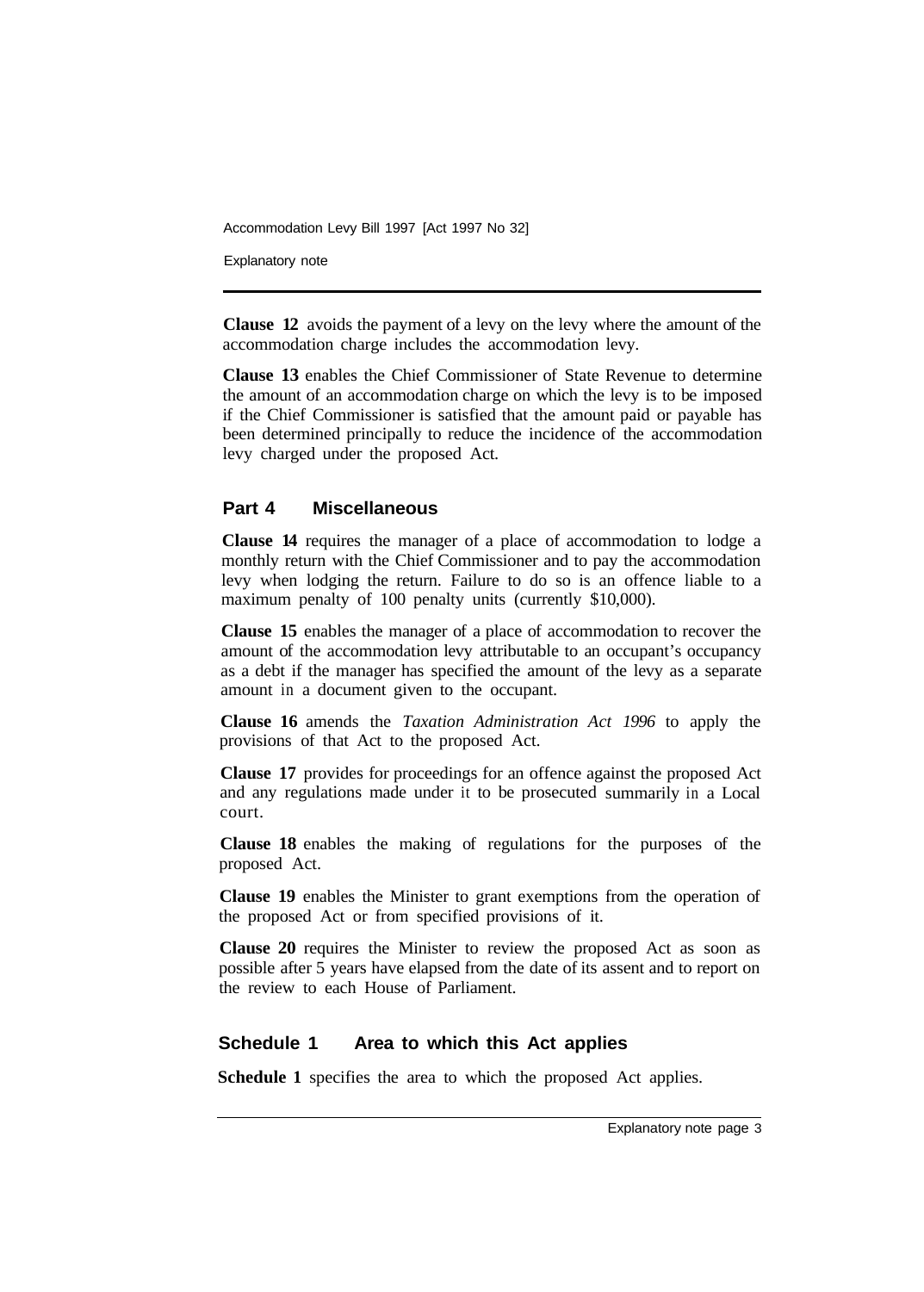**Clause 12** avoids the payment of a levy on the levy where the amount of the accommodation charge includes the accommodation levy.

**Clause 13** enables the Chief Commissioner of State Revenue to determine the amount of an accommodation charge on which the levy is to be imposed if the Chief Commissioner is satisfied that the amount paid or payable has been determined principally to reduce the incidence of the accommodation levy charged under the proposed Act.

## Part 4 Miscellaneous

**Clause 14** requires the manager of a place of accommodation to lodge a monthly return with the Chief Commissioner and to pay the accommodation levy when lodging the return. Failure to do so is an offence liable to a maximum penalty of 100 penalty units (currently $10,000).

**Clause 15** enables the manager of a place of accommodation to recover the amount of the accommodation levy attributable to an occupant's occupancy as a debt if the manager has specified the amount of the levy as a separate amount in a document given to the occupant.

**Clause 16** amends the *Taxation Administration Act 1996* to apply the provisions of that Act to the proposed Act.

**Clause 17** provides for proceedings for an offence against the proposed Act and any regulations made under it to be prosecuted summarily in a Local court.

**Clause 18** enables the making of regulations for the purposes of the proposed Act.

**Clause 19** enables the Minister to grant exemptions from the operation of the proposed Act or from specified provisions of it.

**Clause 20** requires the Minister to review the proposed Act as soon as possible after 5 years have elapsed from the date of its assent and to report on the review to each House of Parliament.

## Schedule 1 Area to which this Act applies

**Schedule 1** specifies the area to which the proposed Act applies.